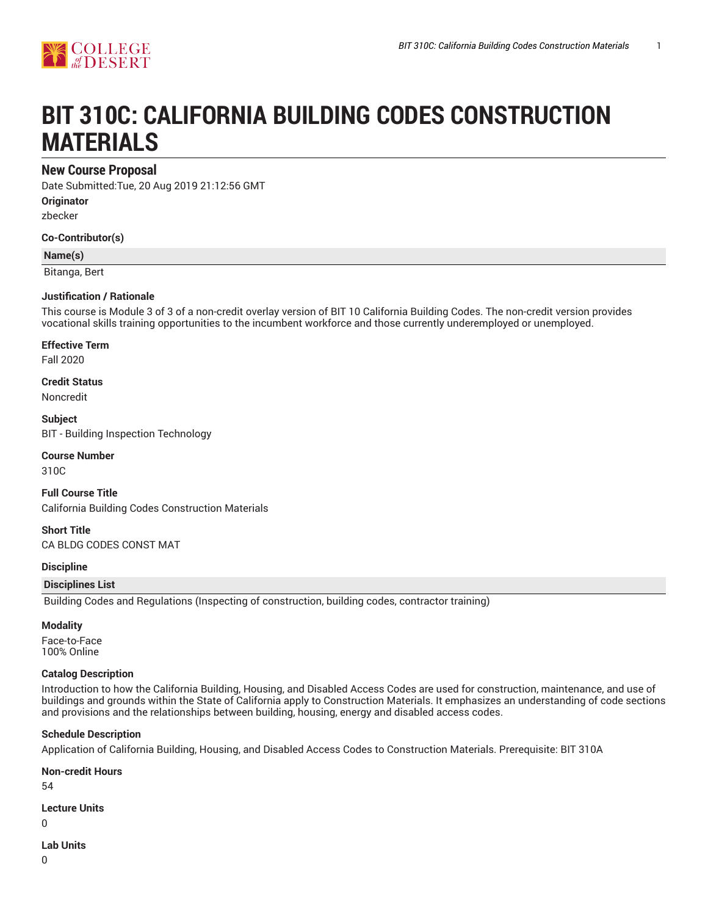# BIT 310C: CALIFORNIA BUILDING CODES CONSTRUCTION MATERIALS

## New Course Proposal

Date Submitted:Tue, 20 Aug 2019 21:12:56 GMT

**Originator**

zbecker

**Co-Contributor(s)**

| Name(s) |
| --- |
| Bitanga, Bert |

**Justification / Rationale**

This course is Module 3 of 3 of a non-credit overlay version of BIT 10 California Building Codes. The non-credit version provides vocational skills training opportunities to the incumbent workforce and those currently underemployed or unemployed.

**Effective Term**

Fall 2020

**Credit Status**

Noncredit

**Subject**

BIT - Building Inspection Technology

**Course Number**

310C

**Full Course Title**

California Building Codes Construction Materials

**Short Title**

CA BLDG CODES CONST MAT

**Discipline**

| Disciplines List |
| --- |
| Building Codes and Regulations (Inspecting of construction, building codes, contractor training) |

**Modality**

Face-to-Face
100% Online

**Catalog Description**

Introduction to how the California Building, Housing, and Disabled Access Codes are used for construction, maintenance, and use of buildings and grounds within the State of California apply to Construction Materials. It emphasizes an understanding of code sections and provisions and the relationships between building, housing, energy and disabled access codes.

**Schedule Description**

Application of California Building, Housing, and Disabled Access Codes to Construction Materials. Prerequisite: BIT 310A

**Non-credit Hours**

54

**Lecture Units**

0

**Lab Units**

0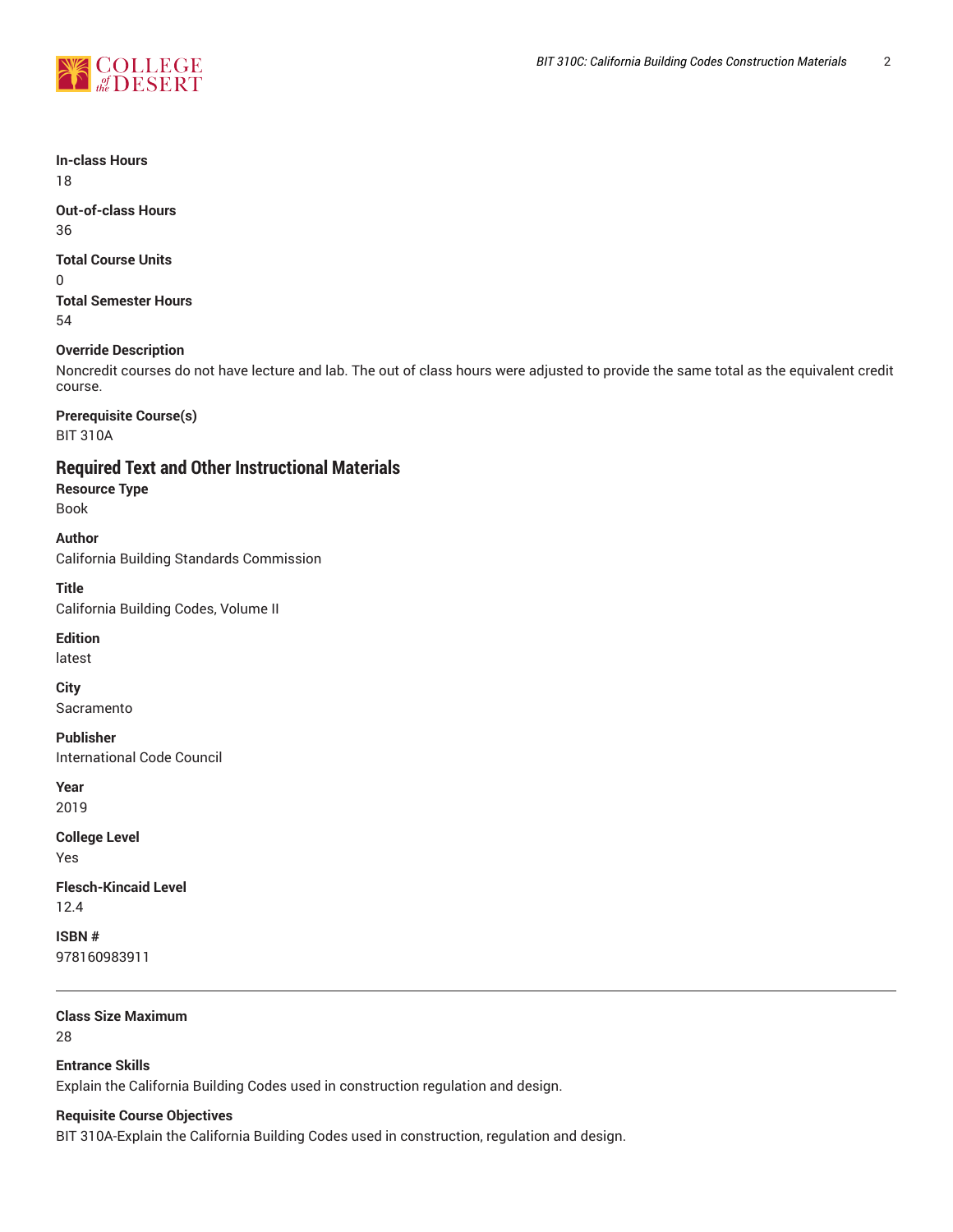**In-class Hours**
18

**Out-of-class Hours**
36

**Total Course Units**
0

**Total Semester Hours**
54

**Override Description**
Noncredit courses do not have lecture and lab. The out of class hours were adjusted to provide the same total as the equivalent credit course.

**Prerequisite Course(s)**
BIT 310A

## Required Text and Other Instructional Materials

**Resource Type**
Book

**Author**
California Building Standards Commission

**Title**
California Building Codes, Volume II

**Edition**
latest

**City**
Sacramento

**Publisher**
International Code Council

**Year**
2019

**College Level**
Yes

**Flesch-Kincaid Level**
12.4

**ISBN #**
978160983911

---

**Class Size Maximum**
28

**Entrance Skills**
Explain the California Building Codes used in construction regulation and design.

**Requisite Course Objectives**
BIT 310A-Explain the California Building Codes used in construction, regulation and design.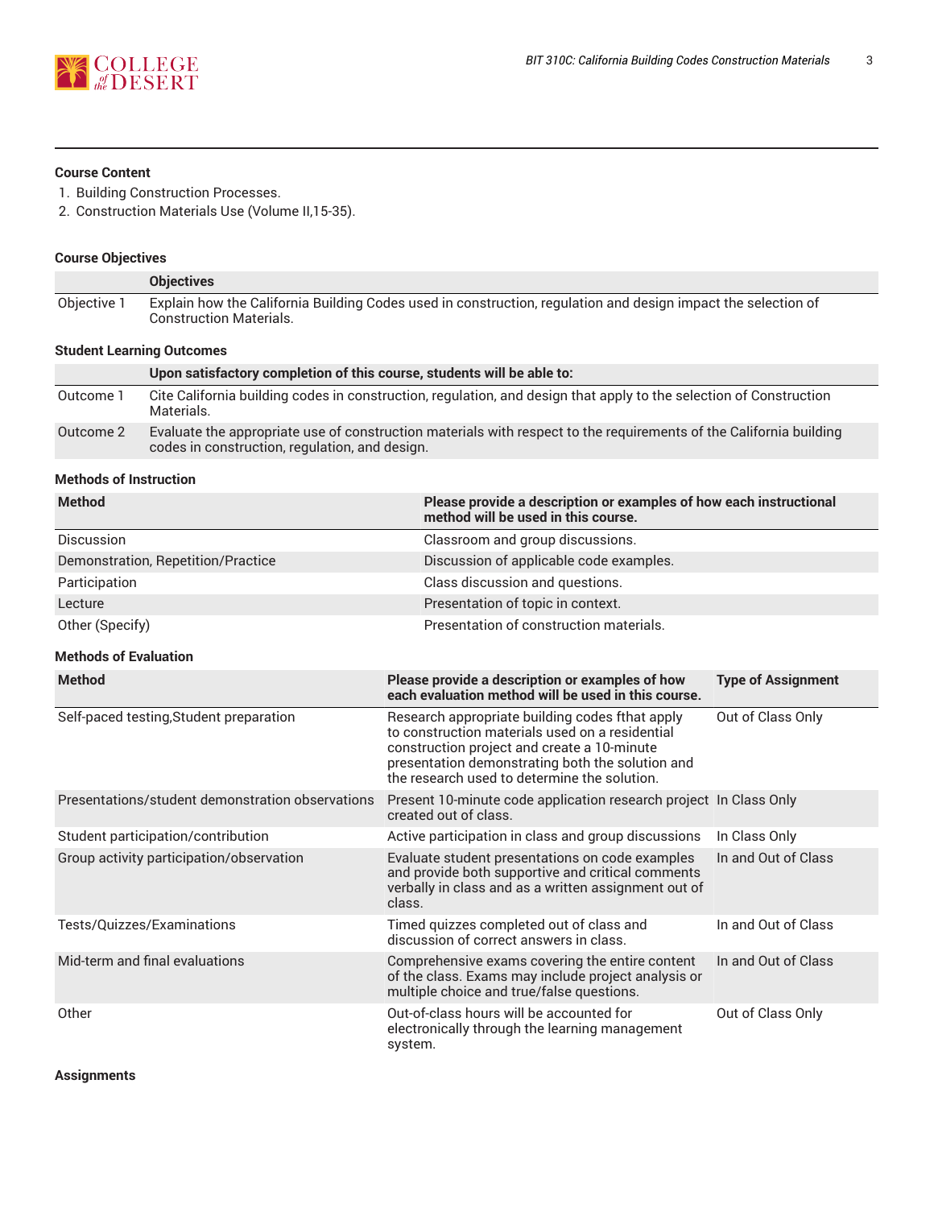### Course Content

1. Building Construction Processes.
2. Construction Materials Use (Volume II,15-35).

### Course Objectives

| | Objectives |
|---|---|
| Objective 1 | Explain how the California Building Codes used in construction, regulation and design impact the selection of Construction Materials. |

### Student Learning Outcomes

| | Upon satisfactory completion of this course, students will be able to: |
|---|---|
| Outcome 1 | Cite California building codes in construction, regulation, and design that apply to the selection of Construction Materials. |
| Outcome 2 | Evaluate the appropriate use of construction materials with respect to the requirements of the California building codes in construction, regulation, and design. |

### Methods of Instruction

| Method | Please provide a description or examples of how each instructional method will be used in this course. |
|---|---|
| Discussion | Classroom and group discussions. |
| Demonstration, Repetition/Practice | Discussion of applicable code examples. |
| Participation | Class discussion and questions. |
| Lecture | Presentation of topic in context. |
| Other (Specify) | Presentation of construction materials. |

### Methods of Evaluation

| Method | Please provide a description or examples of how each evaluation method will be used in this course. | Type of Assignment |
|---|---|---|
| Self-paced testing,Student preparation | Research appropriate building codes fthat apply to construction materials used on a residential construction project and create a 10-minute presentation demonstrating both the solution and the research used to determine the solution. | Out of Class Only |
| Presentations/student demonstration observations | Present 10-minute code application research project created out of class. | In Class Only |
| Student participation/contribution | Active participation in class and group discussions | In Class Only |
| Group activity participation/observation | Evaluate student presentations on code examples and provide both supportive and critical comments verbally in class and as a written assignment out of class. | In and Out of Class |
| Tests/Quizzes/Examinations | Timed quizzes completed out of class and discussion of correct answers in class. | In and Out of Class |
| Mid-term and final evaluations | Comprehensive exams covering the entire content of the class. Exams may include project analysis or multiple choice and true/false questions. | In and Out of Class |
| Other | Out-of-class hours will be accounted for electronically through the learning management system. | Out of Class Only |

### Assignments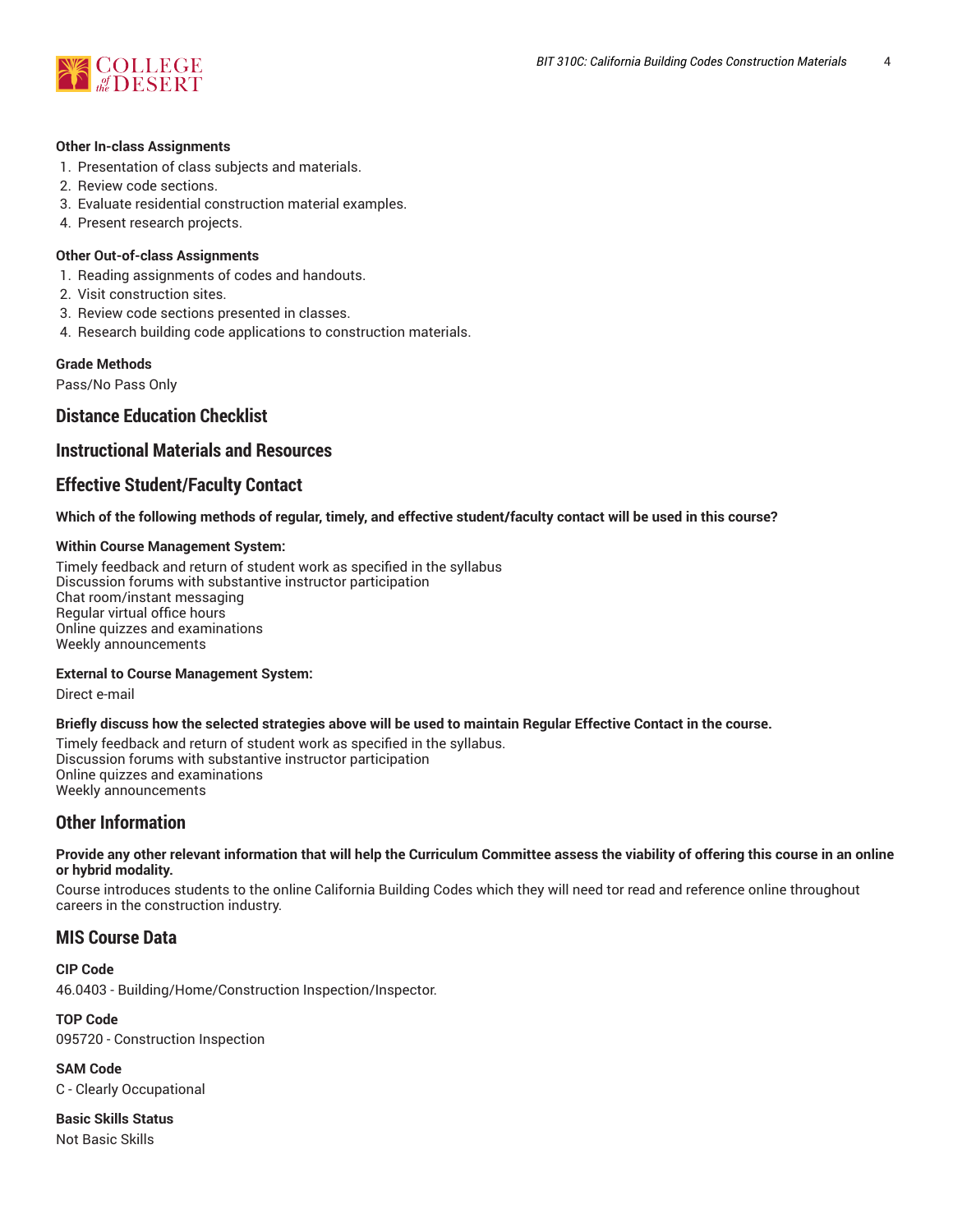**Other In-class Assignments**

1. Presentation of class subjects and materials.
2. Review code sections.
3. Evaluate residential construction material examples.
4. Present research projects.

**Other Out-of-class Assignments**

1. Reading assignments of codes and handouts.
2. Visit construction sites.
3. Review code sections presented in classes.
4. Research building code applications to construction materials.

**Grade Methods**

Pass/No Pass Only

## Distance Education Checklist

## Instructional Materials and Resources

## Effective Student/Faculty Contact

**Which of the following methods of regular, timely, and effective student/faculty contact will be used in this course?**

**Within Course Management System:**

Timely feedback and return of student work as specified in the syllabus
Discussion forums with substantive instructor participation
Chat room/instant messaging
Regular virtual office hours
Online quizzes and examinations
Weekly announcements

**External to Course Management System:**

Direct e-mail

**Briefly discuss how the selected strategies above will be used to maintain Regular Effective Contact in the course.**

Timely feedback and return of student work as specified in the syllabus.
Discussion forums with substantive instructor participation
Online quizzes and examinations
Weekly announcements

## Other Information

**Provide any other relevant information that will help the Curriculum Committee assess the viability of offering this course in an online or hybrid modality.**

Course introduces students to the online California Building Codes which they will need tor read and reference online throughout careers in the construction industry.

## MIS Course Data

**CIP Code**

46.0403 - Building/Home/Construction Inspection/Inspector.

**TOP Code**

095720 - Construction Inspection

**SAM Code**

C - Clearly Occupational

**Basic Skills Status**

Not Basic Skills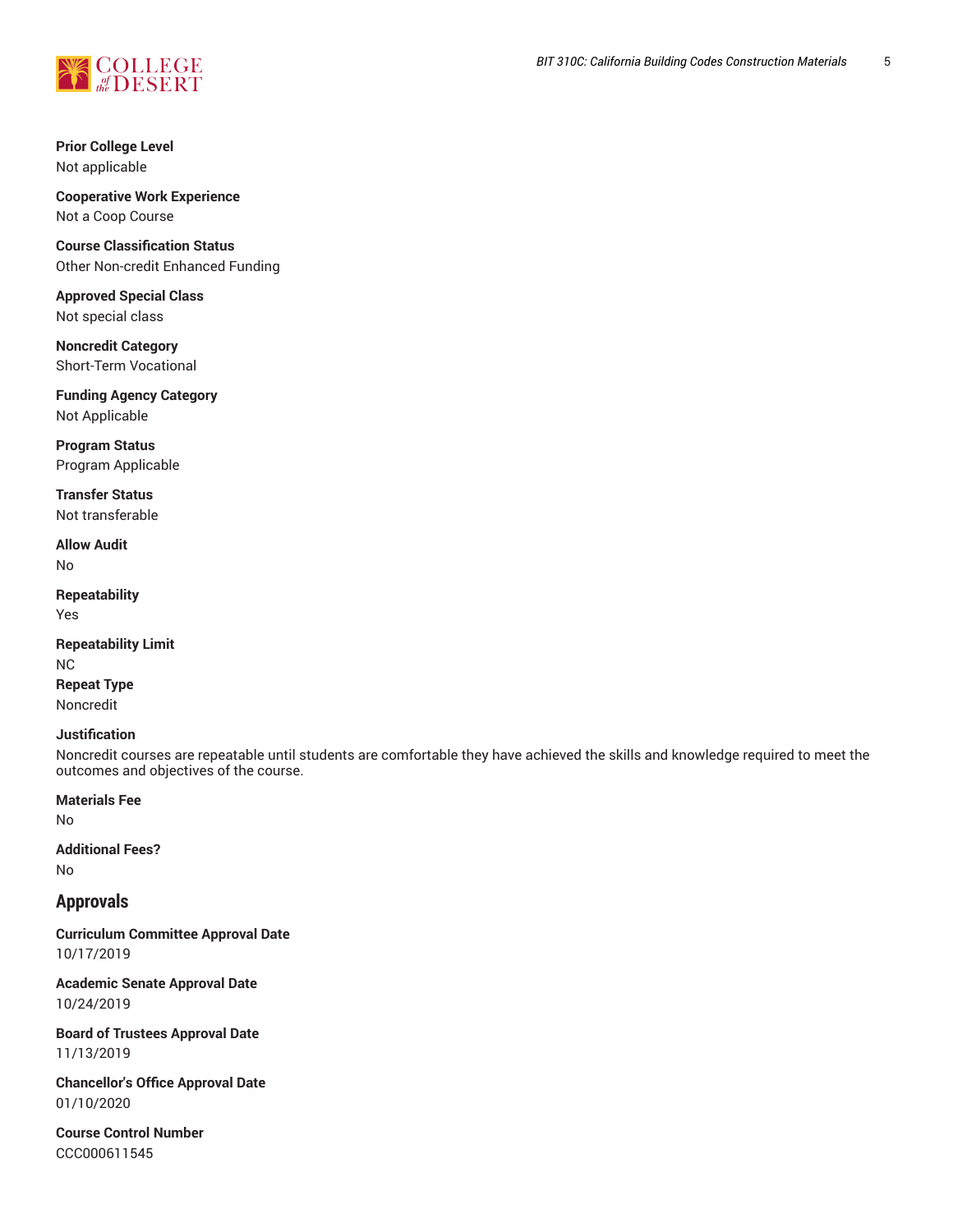**Prior College Level**
Not applicable

**Cooperative Work Experience**
Not a Coop Course

**Course Classification Status**
Other Non-credit Enhanced Funding

**Approved Special Class**
Not special class

**Noncredit Category**
Short-Term Vocational

**Funding Agency Category**
Not Applicable

**Program Status**
Program Applicable

**Transfer Status**
Not transferable

**Allow Audit**
No

**Repeatability**
Yes

**Repeatability Limit**
NC

**Repeat Type**
Noncredit

**Justification**
Noncredit courses are repeatable until students are comfortable they have achieved the skills and knowledge required to meet the outcomes and objectives of the course.

**Materials Fee**
No

**Additional Fees?**
No

## Approvals

**Curriculum Committee Approval Date**
10/17/2019

**Academic Senate Approval Date**
10/24/2019

**Board of Trustees Approval Date**
11/13/2019

**Chancellor's Office Approval Date**
01/10/2020

**Course Control Number**
CCC000611545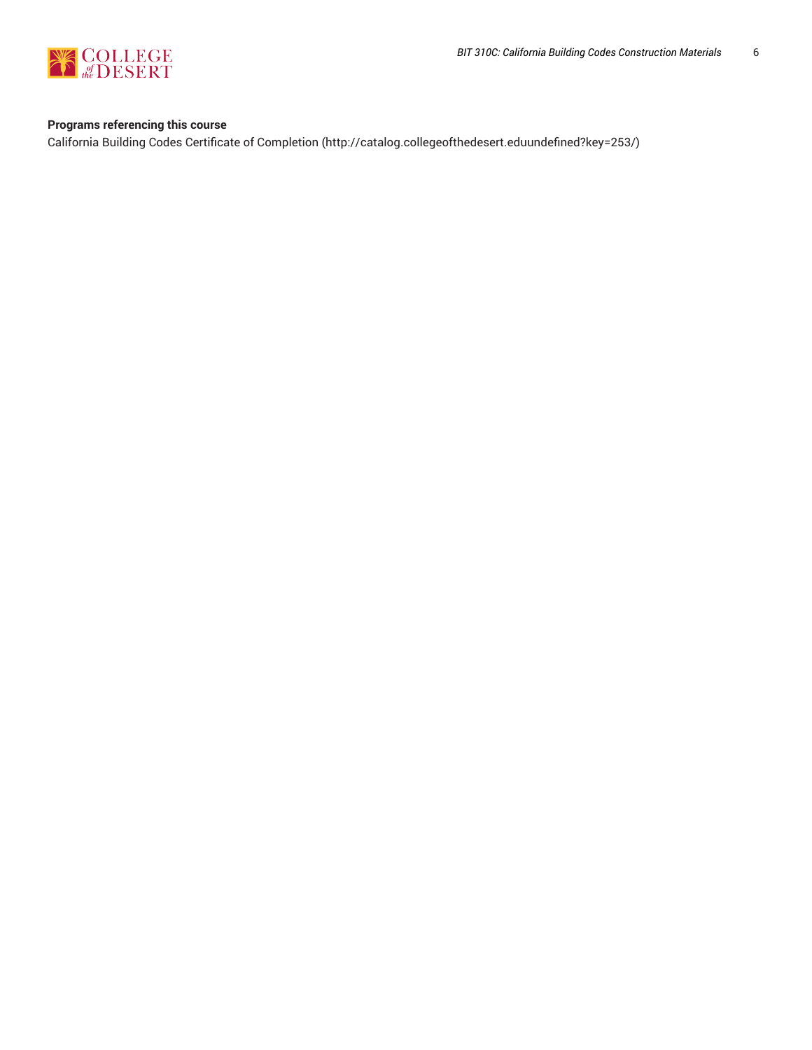**Programs referencing this course**

California Building Codes Certificate of Completion (http://catalog.collegeofthedesert.eduundefined?key=253/)